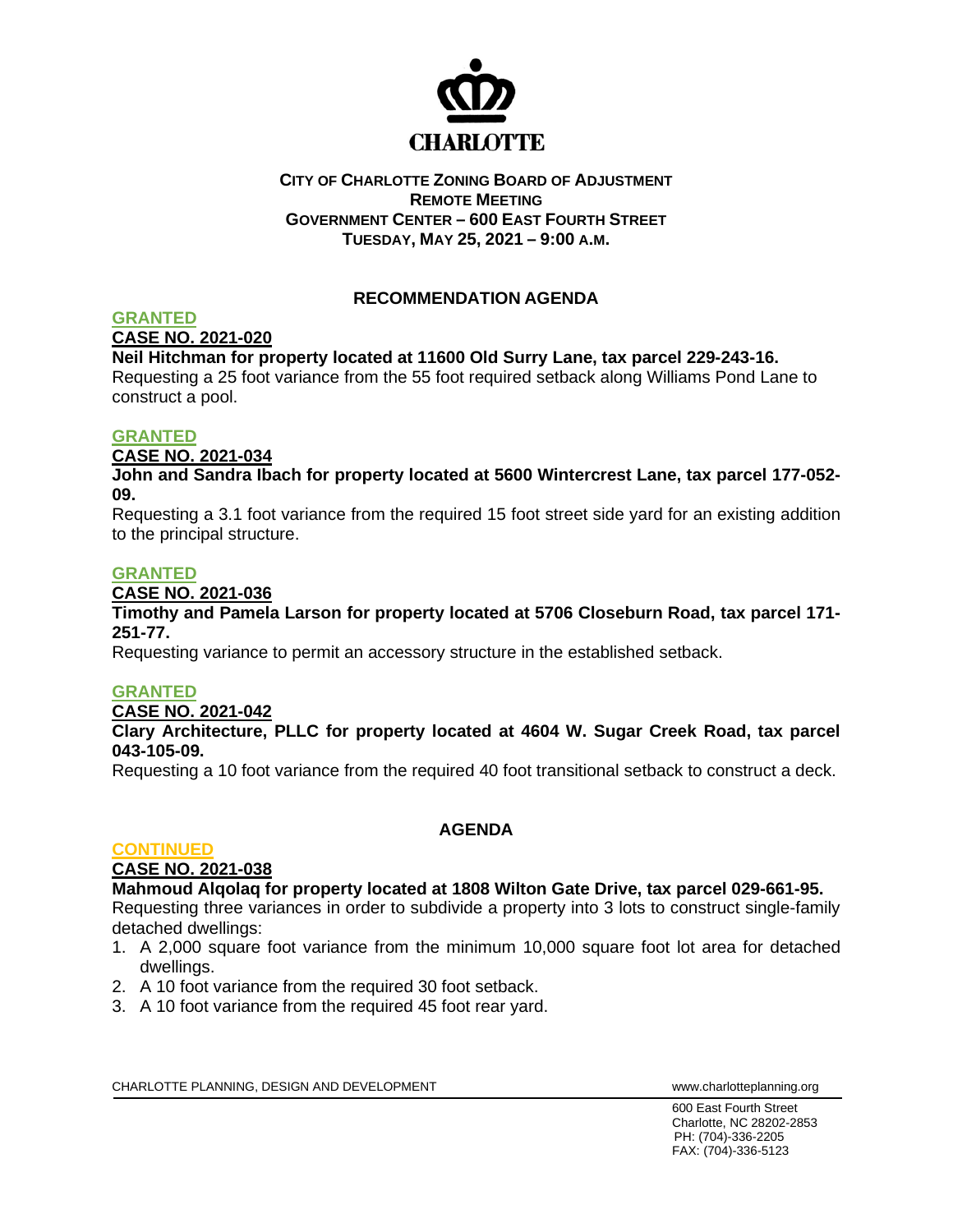CHARLOTTE

**CITY OF CHARLOTTE ZONING BOARD OF ADJUSTMENT**
**REMOTE MEETING**
**GOVERNMENT CENTER – 600 EAST FOURTH STREET**
**TUESDAY, MAY 25, 2021 – 9:00 A.M.**

## RECOMMENDATION AGENDA

**GRANTED**

**CASE NO. 2021-020**

**Neil Hitchman for property located at 11600 Old Surry Lane, tax parcel 229-243-16.**
Requesting a 25 foot variance from the 55 foot required setback along Williams Pond Lane to construct a pool.

**GRANTED**

**CASE NO. 2021-034**

**John and Sandra Ibach for property located at 5600 Wintercrest Lane, tax parcel 177-052-09.**
Requesting a 3.1 foot variance from the required 15 foot street side yard for an existing addition to the principal structure.

**GRANTED**

**CASE NO. 2021-036**

**Timothy and Pamela Larson for property located at 5706 Closeburn Road, tax parcel 171-251-77.**
Requesting variance to permit an accessory structure in the established setback.

**GRANTED**

**CASE NO. 2021-042**

**Clary Architecture, PLLC for property located at 4604 W. Sugar Creek Road, tax parcel 043-105-09.**
Requesting a 10 foot variance from the required 40 foot transitional setback to construct a deck.

## AGENDA

**CONTINUED**

**CASE NO. 2021-038**

**Mahmoud Alqolaq for property located at 1808 Wilton Gate Drive, tax parcel 029-661-95.**
Requesting three variances in order to subdivide a property into 3 lots to construct single-family detached dwellings:

1. A 2,000 square foot variance from the minimum 10,000 square foot lot area for detached dwellings.
2. A 10 foot variance from the required 30 foot setback.
3. A 10 foot variance from the required 45 foot rear yard.

CHARLOTTE PLANNING, DESIGN AND DEVELOPMENT www.charlotteplanning.org

600 East Fourth Street
Charlotte, NC 28202-2853
PH: (704)-336-2205
FAX: (704)-336-5123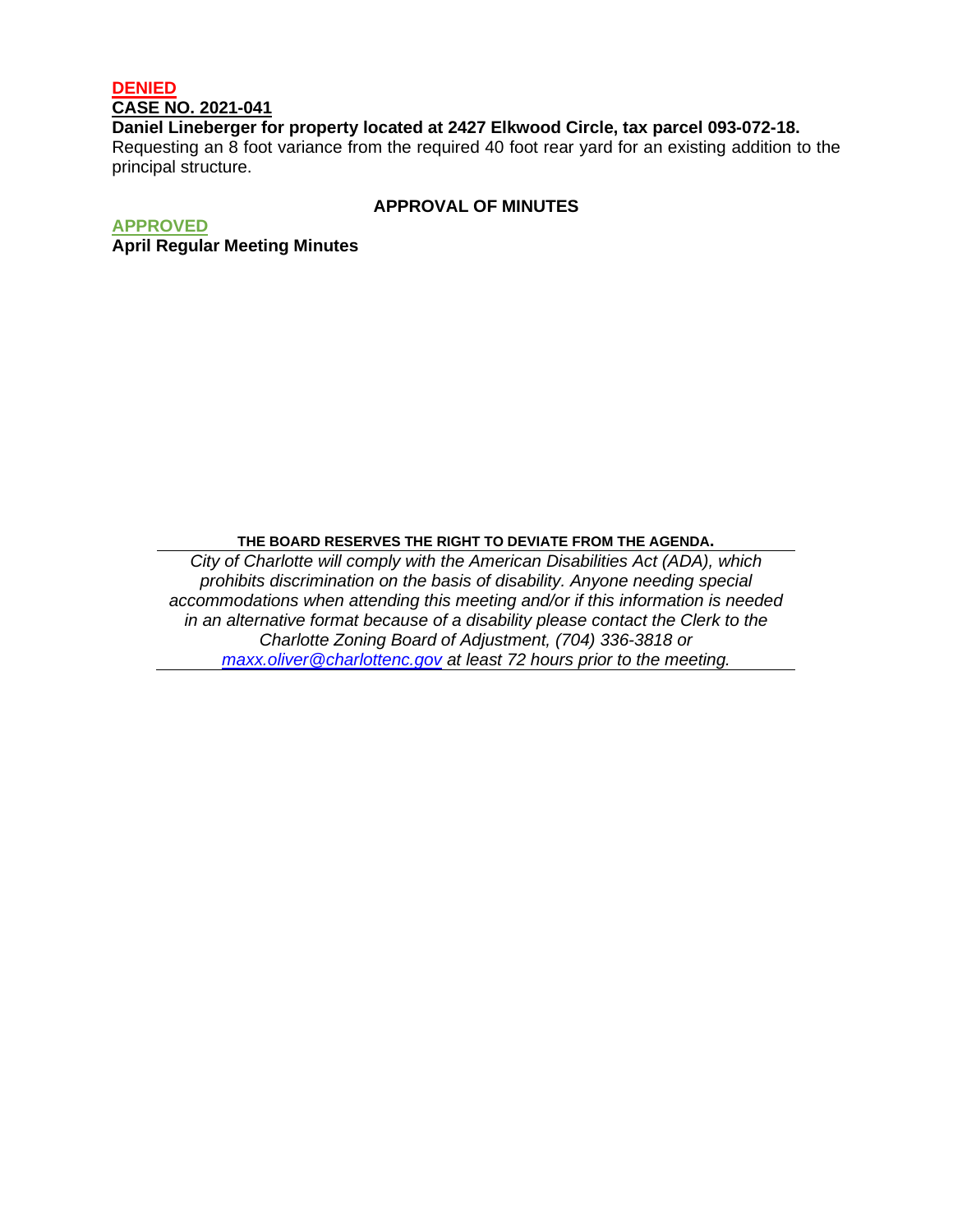**DENIED**

**CASE NO. 2021-041**

**Daniel Lineberger for property located at 2427 Elkwood Circle, tax parcel 093-072-18.**
Requesting an 8 foot variance from the required 40 foot rear yard for an existing addition to the principal structure.

## APPROVAL OF MINUTES

**APPROVED**

**April Regular Meeting Minutes**

---

**THE BOARD RESERVES THE RIGHT TO DEVIATE FROM THE AGENDA.**

*City of Charlotte will comply with the American Disabilities Act (ADA), which prohibits discrimination on the basis of disability. Anyone needing special accommodations when attending this meeting and/or if this information is needed in an alternative format because of a disability please contact the Clerk to the Charlotte Zoning Board of Adjustment, (704) 336-3818 or maxx.oliver@charlottenc.gov at least 72 hours prior to the meeting.*